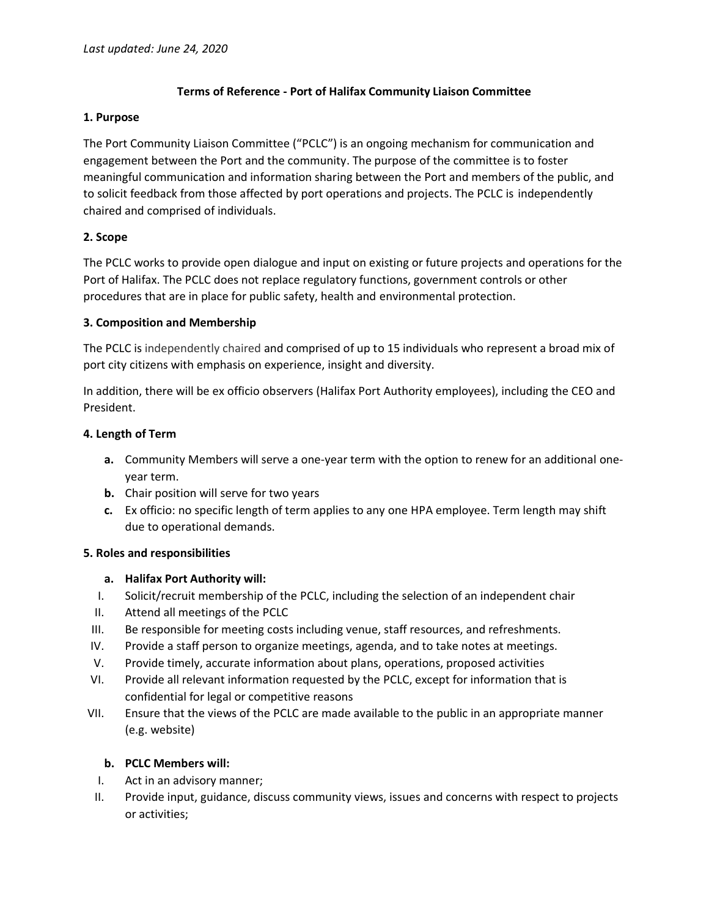*Last updated: June 24, 2020*

# Terms of Reference - Port of Halifax Community Liaison Committee

## 1. Purpose

The Port Community Liaison Committee ("PCLC") is an ongoing mechanism for communication and engagement between the Port and the community. The purpose of the committee is to foster meaningful communication and information sharing between the Port and members of the public, and to solicit feedback from those affected by port operations and projects. The PCLC is independently chaired and comprised of individuals.

## 2. Scope

The PCLC works to provide open dialogue and input on existing or future projects and operations for the Port of Halifax. The PCLC does not replace regulatory functions, government controls or other procedures that are in place for public safety, health and environmental protection.

## 3. Composition and Membership

The PCLC is independently chaired and comprised of up to 15 individuals who represent a broad mix of port city citizens with emphasis on experience, insight and diversity.

In addition, there will be ex officio observers (Halifax Port Authority employees), including the CEO and President.

## 4. Length of Term

- **a.** Community Members will serve a one-year term with the option to renew for an additional one-year term.
- **b.** Chair position will serve for two years
- **c.** Ex officio: no specific length of term applies to any one HPA employee. Term length may shift due to operational demands.

## 5. Roles and responsibilities

### a. Halifax Port Authority will:

- I. Solicit/recruit membership of the PCLC, including the selection of an independent chair
- II. Attend all meetings of the PCLC
- III. Be responsible for meeting costs including venue, staff resources, and refreshments.
- IV. Provide a staff person to organize meetings, agenda, and to take notes at meetings.
- V. Provide timely, accurate information about plans, operations, proposed activities
- VI. Provide all relevant information requested by the PCLC, except for information that is confidential for legal or competitive reasons
- VII. Ensure that the views of the PCLC are made available to the public in an appropriate manner (e.g. website)

### b. PCLC Members will:

- I. Act in an advisory manner;
- II. Provide input, guidance, discuss community views, issues and concerns with respect to projects or activities;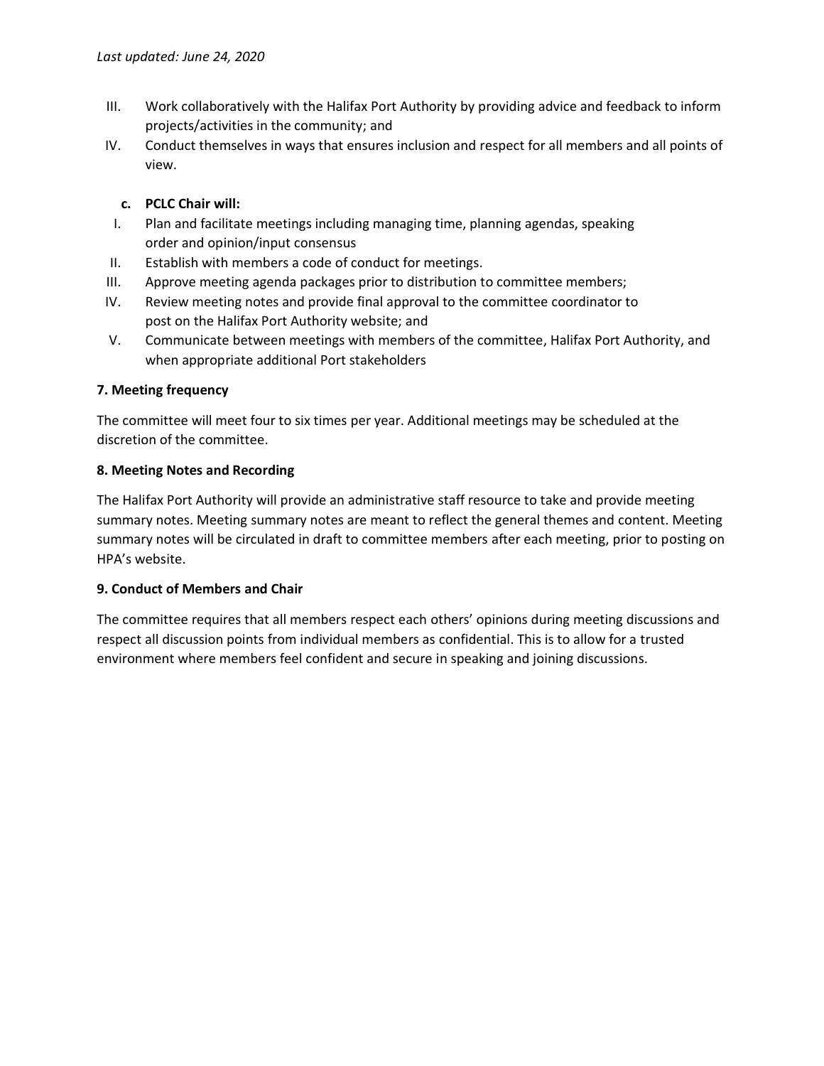*Last updated: June 24, 2020*

III. Work collaboratively with the Halifax Port Authority by providing advice and feedback to inform projects/activities in the community; and

IV. Conduct themselves in ways that ensures inclusion and respect for all members and all points of view.

**c. PCLC Chair will:**

I. Plan and facilitate meetings including managing time, planning agendas, speaking order and opinion/input consensus

II. Establish with members a code of conduct for meetings.

III. Approve meeting agenda packages prior to distribution to committee members;

IV. Review meeting notes and provide final approval to the committee coordinator to post on the Halifax Port Authority website; and

V. Communicate between meetings with members of the committee, Halifax Port Authority, and when appropriate additional Port stakeholders

**7. Meeting frequency**

The committee will meet four to six times per year. Additional meetings may be scheduled at the discretion of the committee.

**8. Meeting Notes and Recording**

The Halifax Port Authority will provide an administrative staff resource to take and provide meeting summary notes. Meeting summary notes are meant to reflect the general themes and content. Meeting summary notes will be circulated in draft to committee members after each meeting, prior to posting on HPA's website.

**9. Conduct of Members and Chair**

The committee requires that all members respect each others' opinions during meeting discussions and respect all discussion points from individual members as confidential. This is to allow for a trusted environment where members feel confident and secure in speaking and joining discussions.